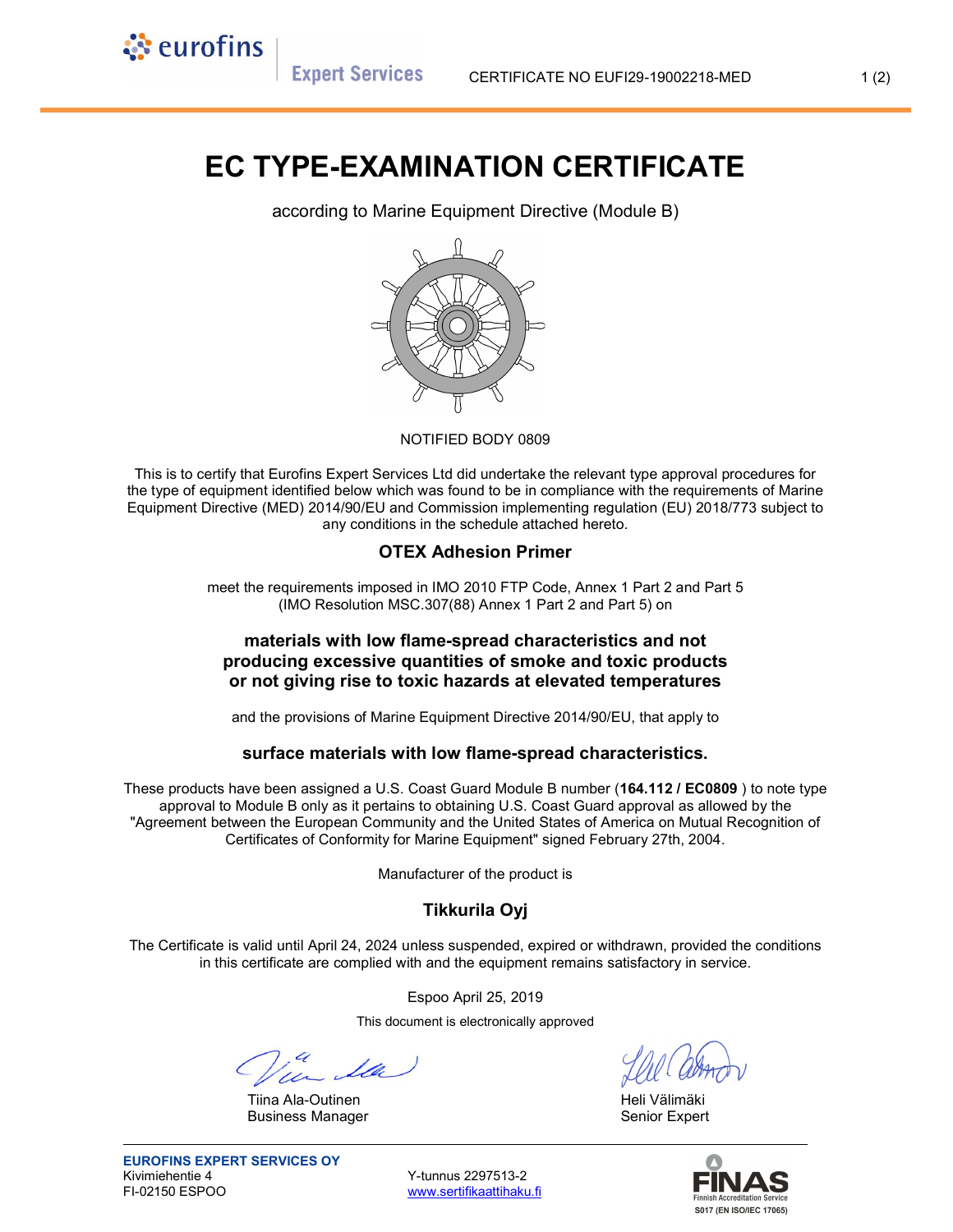# EC TYPE-EXAMINATION CERTIFICATE

according to Marine Equipment Directive (Module B)

NOTIFIED BODY 0809

This is to certify that Eurofins Expert Services Ltd did undertake the relevant type approval procedures for the type of equipment identified below which was found to be in compliance with the requirements of Marine Equipment Directive (MED) 2014/90/EU and Commission implementing regulation (EU) 2018/773 subject to any conditions in the schedule attached hereto.

### OTEX Adhesion Primer

meet the requirements imposed in IMO 2010 FTP Code, Annex 1 Part 2 and Part 5 (IMO Resolution MSC.307(88) Annex 1 Part 2 and Part 5) on

**materials with low flame-spread characteristics and not producing excessive quantities of smoke and toxic products or not giving rise to toxic hazards at elevated temperatures**

and the provisions of Marine Equipment Directive 2014/90/EU, that apply to

**surface materials with low flame-spread characteristics.**

These products have been assigned a U.S. Coast Guard Module B number (**164.112 / EC0809** ) to note type approval to Module B only as it pertains to obtaining U.S. Coast Guard approval as allowed by the "Agreement between the European Community and the United States of America on Mutual Recognition of Certificates of Conformity for Marine Equipment" signed February 27th, 2004.

Manufacturer of the product is

### Tikkurila Oyj

The Certificate is valid until April 24, 2024 unless suspended, expired or withdrawn, provided the conditions in this certificate are complied with and the equipment remains satisfactory in service.

Espoo April 25, 2019

This document is electronically approved

Tiina Ala-Outinen
Business Manager

Heli Välimäki
Senior Expert

**EUROFINS EXPERT SERVICES OY**
Kivimiehentie 4
FI-02150 ESPOO

Y-tunnus 2297513-2
www.sertifikaattihaku.fi

FINAS Finnish Accreditation Service S017 (EN ISO/IEC 17065)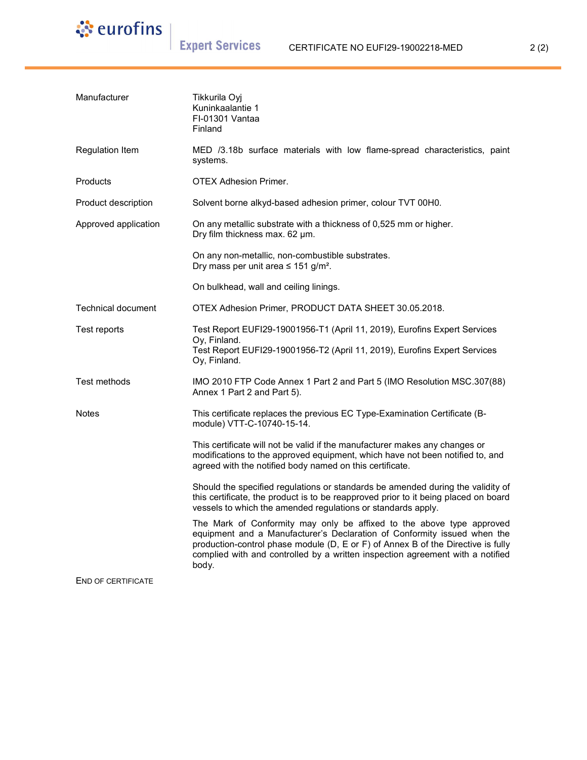| | |
|---|---|
| Manufacturer | Tikkurila Oyj<br>Kuninkaalantie 1<br>FI-01301 Vantaa<br>Finland |
| Regulation Item | MED /3.18b surface materials with low flame-spread characteristics, paint systems. |
| Products | OTEX Adhesion Primer. |
| Product description | Solvent borne alkyd-based adhesion primer, colour TVT 00H0. |
| Approved application | On any metallic substrate with a thickness of 0,525 mm or higher.<br>Dry film thickness max. 62 µm.<br><br>On any non-metallic, non-combustible substrates.<br>Dry mass per unit area ≤ 151 g/m².<br><br>On bulkhead, wall and ceiling linings. |
| Technical document | OTEX Adhesion Primer, PRODUCT DATA SHEET 30.05.2018. |
| Test reports | Test Report EUFI29-19001956-T1 (April 11, 2019), Eurofins Expert Services Oy, Finland.<br>Test Report EUFI29-19001956-T2 (April 11, 2019), Eurofins Expert Services Oy, Finland. |
| Test methods | IMO 2010 FTP Code Annex 1 Part 2 and Part 5 (IMO Resolution MSC.307(88) Annex 1 Part 2 and Part 5). |
| Notes | This certificate replaces the previous EC Type-Examination Certificate (B-module) VTT-C-10740-15-14.<br><br>This certificate will not be valid if the manufacturer makes any changes or modifications to the approved equipment, which have not been notified to, and agreed with the notified body named on this certificate.<br><br>Should the specified regulations or standards be amended during the validity of this certificate, the product is to be reapproved prior to it being placed on board vessels to which the amended regulations or standards apply.<br><br>The Mark of Conformity may only be affixed to the above type approved equipment and a Manufacturer's Declaration of Conformity issued when the production-control phase module (D, E or F) of Annex B of the Directive is fully complied with and controlled by a written inspection agreement with a notified body. |

END OF CERTIFICATE